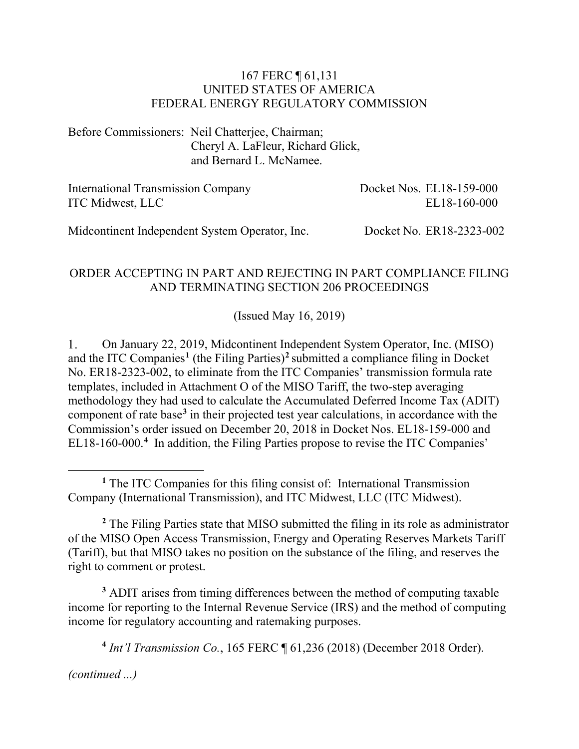167 FERC ¶ 61,131
UNITED STATES OF AMERICA
FEDERAL ENERGY REGULATORY COMMISSION

Before Commissioners: Neil Chatterjee, Chairman;
Cheryl A. LaFleur, Richard Glick,
and Bernard L. McNamee.

| | |
|---|---|
| International Transmission Company<br>ITC Midwest, LLC | Docket Nos. EL18-159-000<br>EL18-160-000 |
| Midcontinent Independent System Operator, Inc. | Docket No. ER18-2323-002 |

ORDER ACCEPTING IN PART AND REJECTING IN PART COMPLIANCE FILING AND TERMINATING SECTION 206 PROCEEDINGS

(Issued May 16, 2019)

1. On January 22, 2019, Midcontinent Independent System Operator, Inc. (MISO) and the ITC Companies[1] (the Filing Parties)[2] submitted a compliance filing in Docket No. ER18-2323-002, to eliminate from the ITC Companies' transmission formula rate templates, included in Attachment O of the MISO Tariff, the two-step averaging methodology they had used to calculate the Accumulated Deferred Income Tax (ADIT) component of rate base[3] in their projected test year calculations, in accordance with the Commission's order issued on December 20, 2018 in Docket Nos. EL18-159-000 and EL18-160-000.[4] In addition, the Filing Parties propose to revise the ITC Companies'

[1] The ITC Companies for this filing consist of: International Transmission Company (International Transmission), and ITC Midwest, LLC (ITC Midwest).

[2] The Filing Parties state that MISO submitted the filing in its role as administrator of the MISO Open Access Transmission, Energy and Operating Reserves Markets Tariff (Tariff), but that MISO takes no position on the substance of the filing, and reserves the right to comment or protest.

[3] ADIT arises from timing differences between the method of computing taxable income for reporting to the Internal Revenue Service (IRS) and the method of computing income for regulatory accounting and ratemaking purposes.

[4] *Int'l Transmission Co.*, 165 FERC ¶ 61,236 (2018) (December 2018 Order).

*(continued ...)*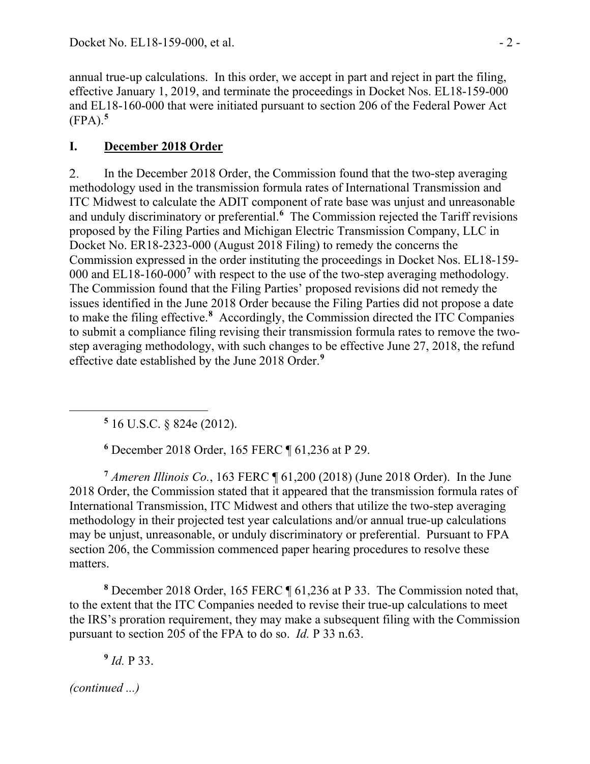annual true-up calculations. In this order, we accept in part and reject in part the filing, effective January 1, 2019, and terminate the proceedings in Docket Nos. EL18-159-000 and EL18-160-000 that were initiated pursuant to section 206 of the Federal Power Act (FPA).[5]

## I. December 2018 Order

2. In the December 2018 Order, the Commission found that the two-step averaging methodology used in the transmission formula rates of International Transmission and ITC Midwest to calculate the ADIT component of rate base was unjust and unreasonable and unduly discriminatory or preferential.[6] The Commission rejected the Tariff revisions proposed by the Filing Parties and Michigan Electric Transmission Company, LLC in Docket No. ER18-2323-000 (August 2018 Filing) to remedy the concerns the Commission expressed in the order instituting the proceedings in Docket Nos. EL18-159-000 and EL18-160-000[7] with respect to the use of the two-step averaging methodology. The Commission found that the Filing Parties' proposed revisions did not remedy the issues identified in the June 2018 Order because the Filing Parties did not propose a date to make the filing effective.[8] Accordingly, the Commission directed the ITC Companies to submit a compliance filing revising their transmission formula rates to remove the two-step averaging methodology, with such changes to be effective June 27, 2018, the refund effective date established by the June 2018 Order.[9]

---

[5] 16 U.S.C. § 824e (2012).

[6] December 2018 Order, 165 FERC ¶ 61,236 at P 29.

[7] *Ameren Illinois Co.*, 163 FERC ¶ 61,200 (2018) (June 2018 Order). In the June 2018 Order, the Commission stated that it appeared that the transmission formula rates of International Transmission, ITC Midwest and others that utilize the two-step averaging methodology in their projected test year calculations and/or annual true-up calculations may be unjust, unreasonable, or unduly discriminatory or preferential. Pursuant to FPA section 206, the Commission commenced paper hearing procedures to resolve these matters.

[8] December 2018 Order, 165 FERC ¶ 61,236 at P 33. The Commission noted that, to the extent that the ITC Companies needed to revise their true-up calculations to meet the IRS's proration requirement, they may make a subsequent filing with the Commission pursuant to section 205 of the FPA to do so. *Id.* P 33 n.63.

[9] *Id.* P 33.

*(continued ...)*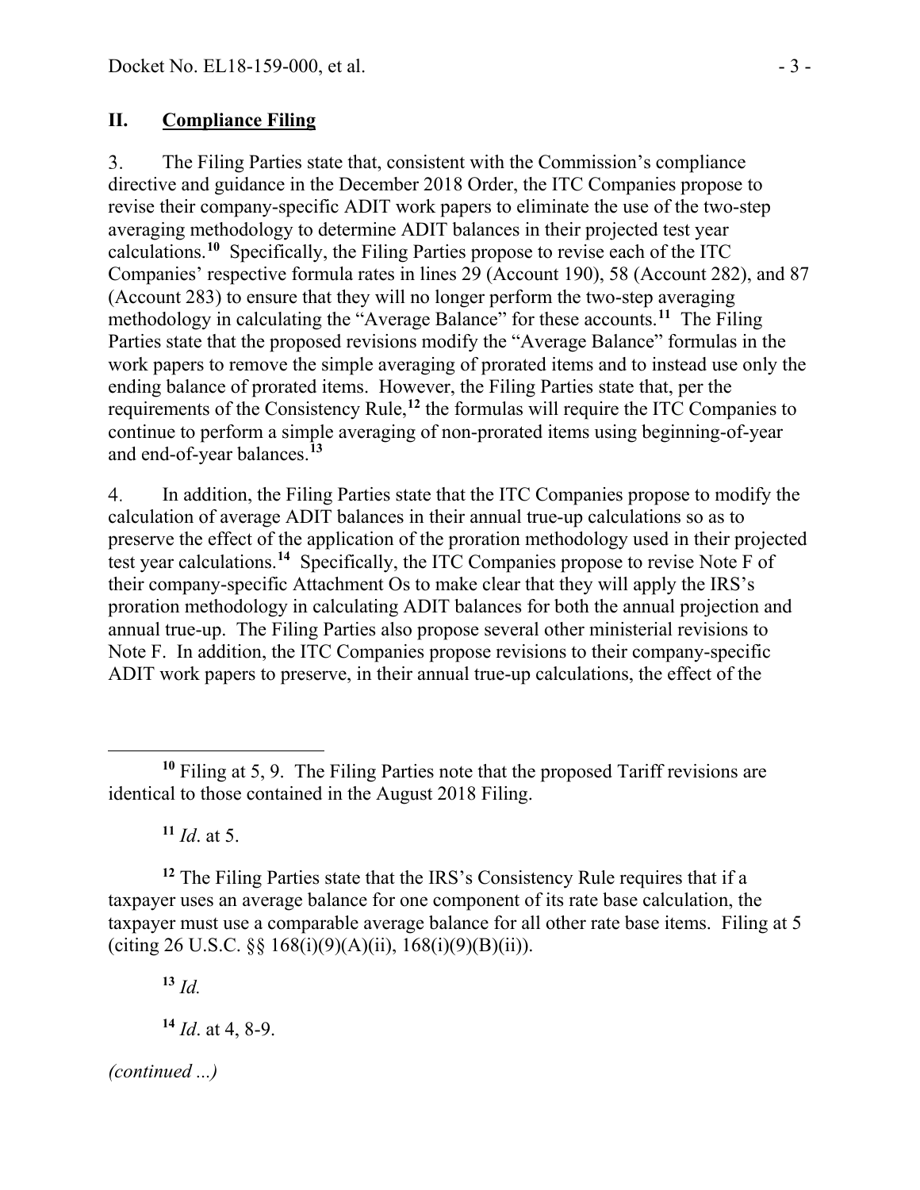## II. Compliance Filing

3. The Filing Parties state that, consistent with the Commission's compliance directive and guidance in the December 2018 Order, the ITC Companies propose to revise their company-specific ADIT work papers to eliminate the use of the two-step averaging methodology to determine ADIT balances in their projected test year calculations.[10] Specifically, the Filing Parties propose to revise each of the ITC Companies' respective formula rates in lines 29 (Account 190), 58 (Account 282), and 87 (Account 283) to ensure that they will no longer perform the two-step averaging methodology in calculating the "Average Balance" for these accounts.[11] The Filing Parties state that the proposed revisions modify the "Average Balance" formulas in the work papers to remove the simple averaging of prorated items and to instead use only the ending balance of prorated items. However, the Filing Parties state that, per the requirements of the Consistency Rule,[12] the formulas will require the ITC Companies to continue to perform a simple averaging of non-prorated items using beginning-of-year and end-of-year balances.[13]

4. In addition, the Filing Parties state that the ITC Companies propose to modify the calculation of average ADIT balances in their annual true-up calculations so as to preserve the effect of the application of the proration methodology used in their projected test year calculations.[14] Specifically, the ITC Companies propose to revise Note F of their company-specific Attachment Os to make clear that they will apply the IRS's proration methodology in calculating ADIT balances for both the annual projection and annual true-up. The Filing Parties also propose several other ministerial revisions to Note F. In addition, the ITC Companies propose revisions to their company-specific ADIT work papers to preserve, in their annual true-up calculations, the effect of the

---

[10] Filing at 5, 9. The Filing Parties note that the proposed Tariff revisions are identical to those contained in the August 2018 Filing.

[11] *Id*. at 5.

[12] The Filing Parties state that the IRS's Consistency Rule requires that if a taxpayer uses an average balance for one component of its rate base calculation, the taxpayer must use a comparable average balance for all other rate base items. Filing at 5 (citing 26 U.S.C. §§ 168(i)(9)(A)(ii), 168(i)(9)(B)(ii)).

[13] *Id.*

[14] *Id*. at 4, 8-9.

*(continued ...)*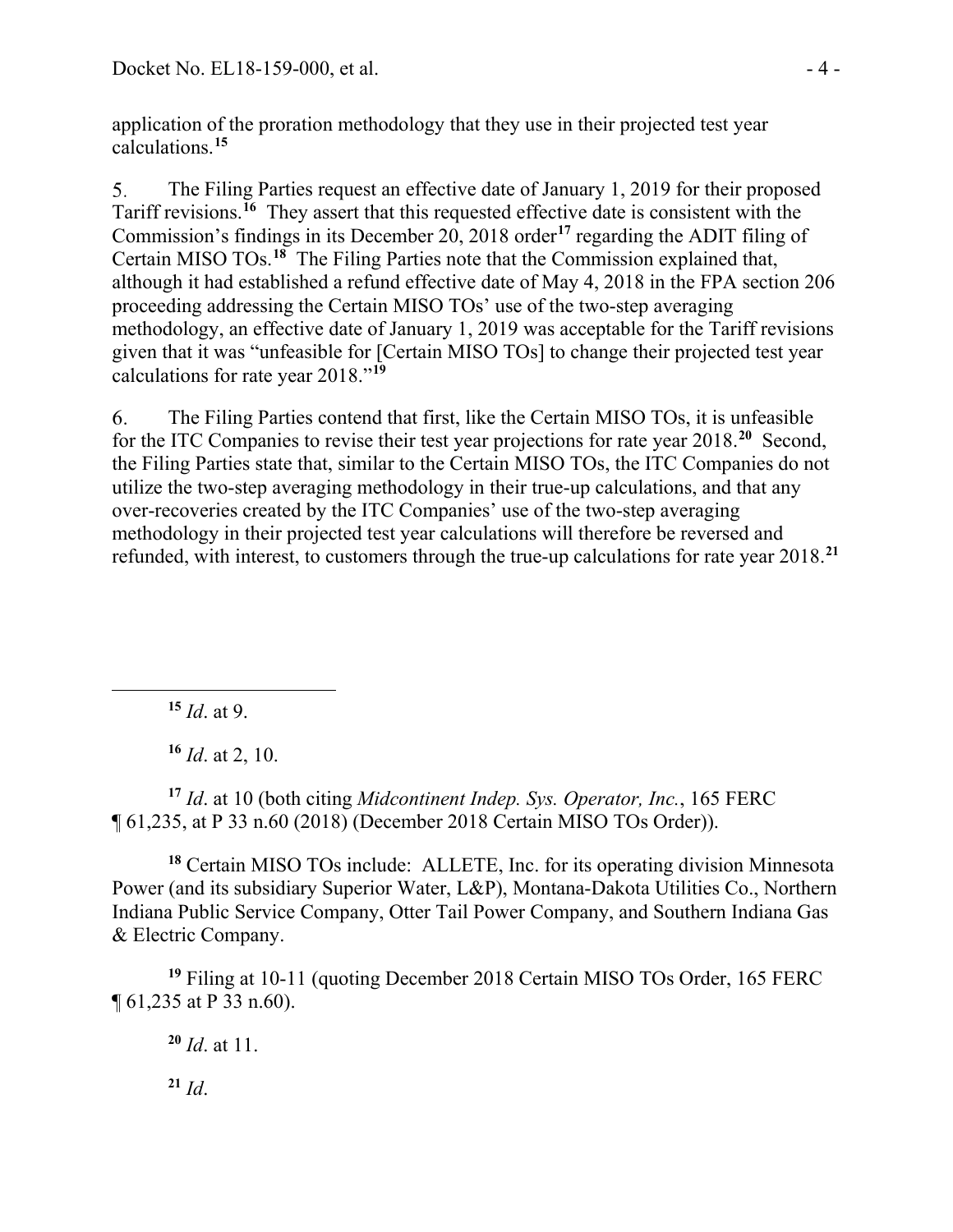application of the proration methodology that they use in their projected test year calculations.[15]

5. The Filing Parties request an effective date of January 1, 2019 for their proposed Tariff revisions.[16] They assert that this requested effective date is consistent with the Commission's findings in its December 20, 2018 order[17] regarding the ADIT filing of Certain MISO TOs.[18] The Filing Parties note that the Commission explained that, although it had established a refund effective date of May 4, 2018 in the FPA section 206 proceeding addressing the Certain MISO TOs' use of the two-step averaging methodology, an effective date of January 1, 2019 was acceptable for the Tariff revisions given that it was "unfeasible for [Certain MISO TOs] to change their projected test year calculations for rate year 2018."[19]

6. The Filing Parties contend that first, like the Certain MISO TOs, it is unfeasible for the ITC Companies to revise their test year projections for rate year 2018.[20] Second, the Filing Parties state that, similar to the Certain MISO TOs, the ITC Companies do not utilize the two-step averaging methodology in their true-up calculations, and that any over-recoveries created by the ITC Companies' use of the two-step averaging methodology in their projected test year calculations will therefore be reversed and refunded, with interest, to customers through the true-up calculations for rate year 2018.[21]

---

[15] *Id*. at 9.

[16] *Id*. at 2, 10.

[17] *Id*. at 10 (both citing *Midcontinent Indep. Sys. Operator, Inc.*, 165 FERC ¶ 61,235, at P 33 n.60 (2018) (December 2018 Certain MISO TOs Order)).

[18] Certain MISO TOs include: ALLETE, Inc. for its operating division Minnesota Power (and its subsidiary Superior Water, L&P), Montana-Dakota Utilities Co., Northern Indiana Public Service Company, Otter Tail Power Company, and Southern Indiana Gas & Electric Company.

[19] Filing at 10-11 (quoting December 2018 Certain MISO TOs Order, 165 FERC ¶ 61,235 at P 33 n.60).

[20] *Id*. at 11.

[21] *Id*.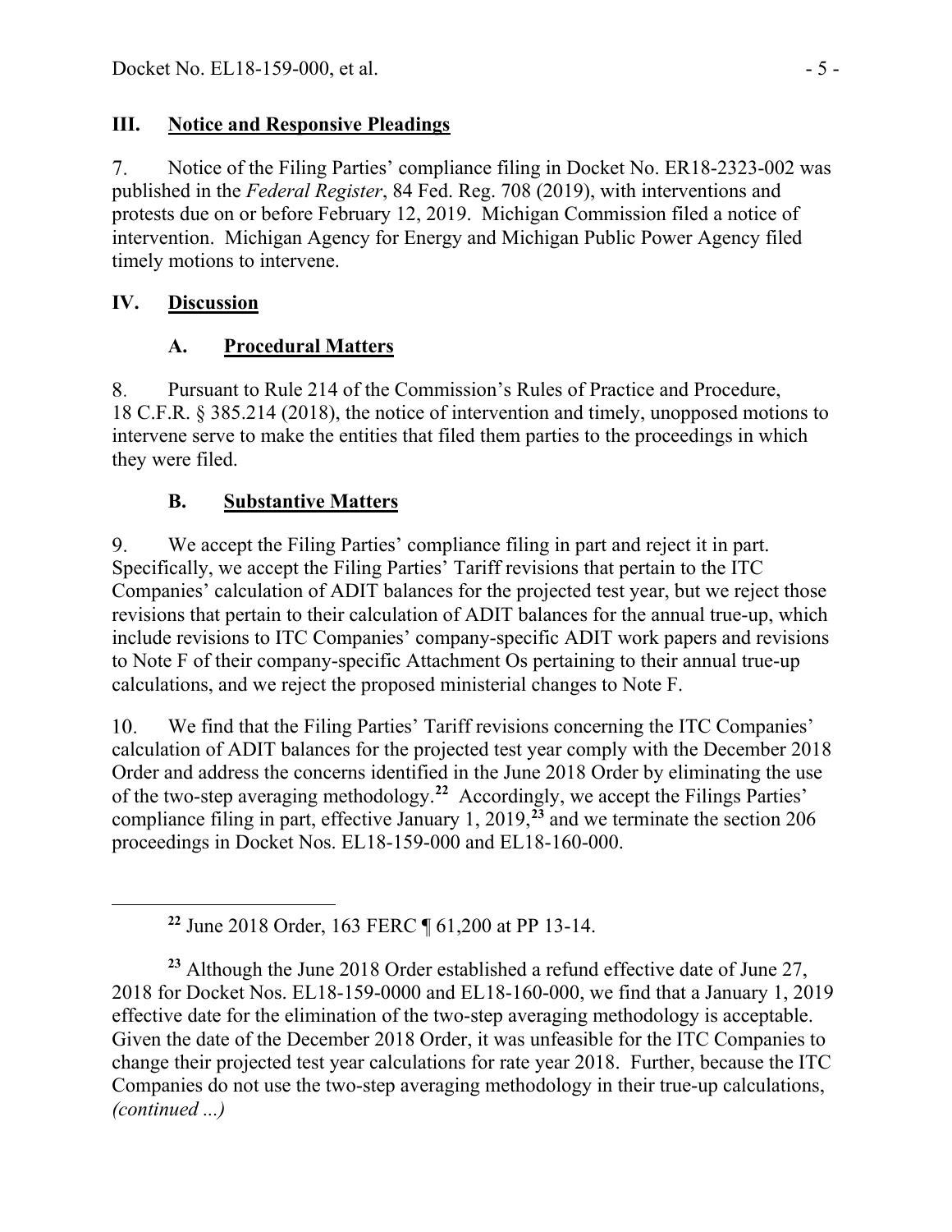## III. Notice and Responsive Pleadings

7. Notice of the Filing Parties' compliance filing in Docket No. ER18-2323-002 was published in the *Federal Register*, 84 Fed. Reg. 708 (2019), with interventions and protests due on or before February 12, 2019. Michigan Commission filed a notice of intervention. Michigan Agency for Energy and Michigan Public Power Agency filed timely motions to intervene.

## IV. Discussion

### A. Procedural Matters

8. Pursuant to Rule 214 of the Commission's Rules of Practice and Procedure, 18 C.F.R. § 385.214 (2018), the notice of intervention and timely, unopposed motions to intervene serve to make the entities that filed them parties to the proceedings in which they were filed.

### B. Substantive Matters

9. We accept the Filing Parties' compliance filing in part and reject it in part. Specifically, we accept the Filing Parties' Tariff revisions that pertain to the ITC Companies' calculation of ADIT balances for the projected test year, but we reject those revisions that pertain to their calculation of ADIT balances for the annual true-up, which include revisions to ITC Companies' company-specific ADIT work papers and revisions to Note F of their company-specific Attachment Os pertaining to their annual true-up calculations, and we reject the proposed ministerial changes to Note F.

10. We find that the Filing Parties' Tariff revisions concerning the ITC Companies' calculation of ADIT balances for the projected test year comply with the December 2018 Order and address the concerns identified in the June 2018 Order by eliminating the use of the two-step averaging methodology.[22] Accordingly, we accept the Filings Parties' compliance filing in part, effective January 1, 2019,[23] and we terminate the section 206 proceedings in Docket Nos. EL18-159-000 and EL18-160-000.

[22] June 2018 Order, 163 FERC ¶ 61,200 at PP 13-14.

[23] Although the June 2018 Order established a refund effective date of June 27, 2018 for Docket Nos. EL18-159-0000 and EL18-160-000, we find that a January 1, 2019 effective date for the elimination of the two-step averaging methodology is acceptable. Given the date of the December 2018 Order, it was unfeasible for the ITC Companies to change their projected test year calculations for rate year 2018. Further, because the ITC Companies do not use the two-step averaging methodology in their true-up calculations, *(continued ...)*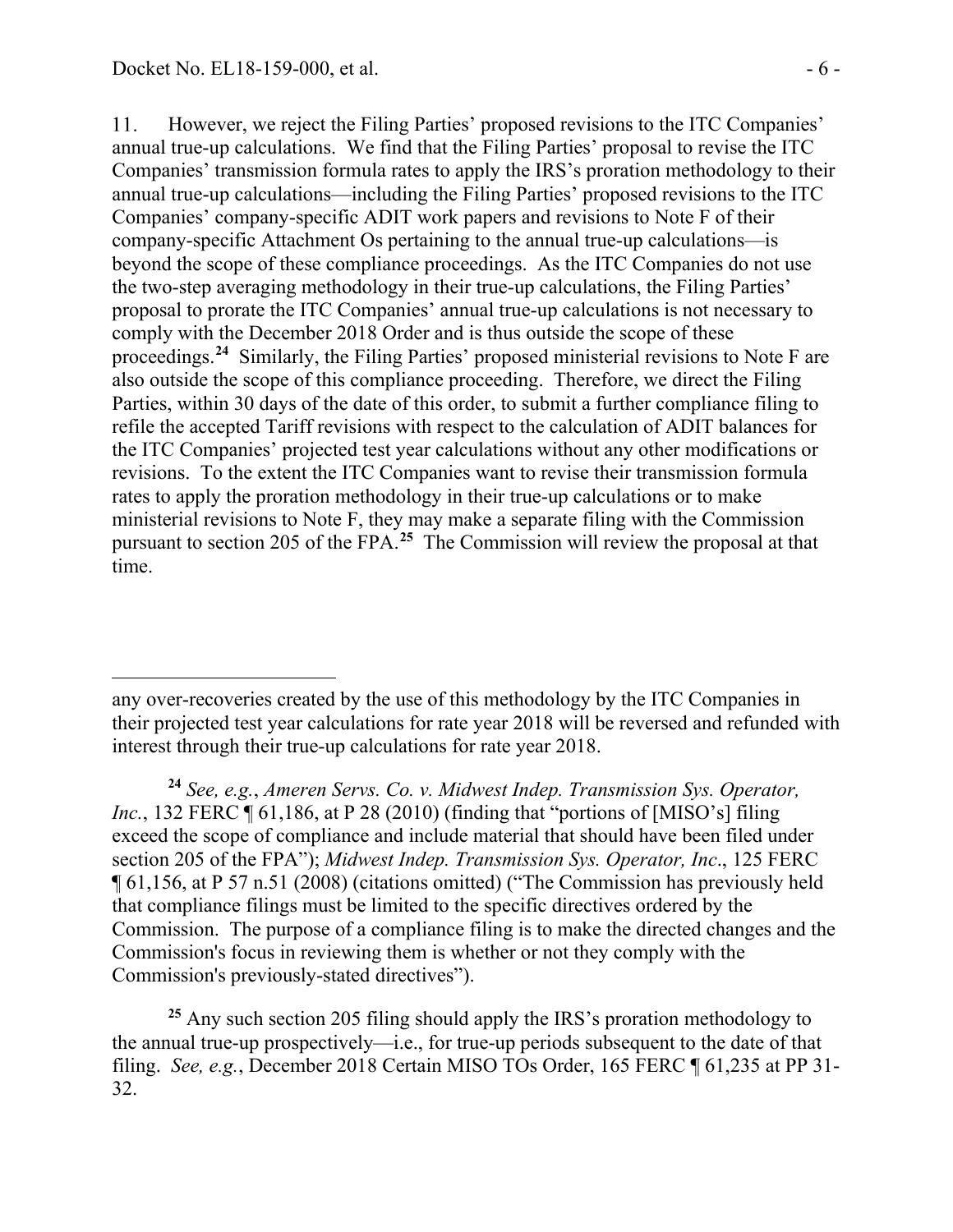11. However, we reject the Filing Parties' proposed revisions to the ITC Companies' annual true-up calculations. We find that the Filing Parties' proposal to revise the ITC Companies' transmission formula rates to apply the IRS's proration methodology to their annual true-up calculations—including the Filing Parties' proposed revisions to the ITC Companies' company-specific ADIT work papers and revisions to Note F of their company-specific Attachment Os pertaining to the annual true-up calculations—is beyond the scope of these compliance proceedings. As the ITC Companies do not use the two-step averaging methodology in their true-up calculations, the Filing Parties' proposal to prorate the ITC Companies' annual true-up calculations is not necessary to comply with the December 2018 Order and is thus outside the scope of these proceedings.[24] Similarly, the Filing Parties' proposed ministerial revisions to Note F are also outside the scope of this compliance proceeding. Therefore, we direct the Filing Parties, within 30 days of the date of this order, to submit a further compliance filing to refile the accepted Tariff revisions with respect to the calculation of ADIT balances for the ITC Companies' projected test year calculations without any other modifications or revisions. To the extent the ITC Companies want to revise their transmission formula rates to apply the proration methodology in their true-up calculations or to make ministerial revisions to Note F, they may make a separate filing with the Commission pursuant to section 205 of the FPA.[25] The Commission will review the proposal at that time.

---

any over-recoveries created by the use of this methodology by the ITC Companies in their projected test year calculations for rate year 2018 will be reversed and refunded with interest through their true-up calculations for rate year 2018.

[24] *See, e.g.*, *Ameren Servs. Co. v. Midwest Indep. Transmission Sys. Operator, Inc.*, 132 FERC ¶ 61,186, at P 28 (2010) (finding that "portions of [MISO's] filing exceed the scope of compliance and include material that should have been filed under section 205 of the FPA"); *Midwest Indep. Transmission Sys. Operator, Inc*., 125 FERC ¶ 61,156, at P 57 n.51 (2008) (citations omitted) ("The Commission has previously held that compliance filings must be limited to the specific directives ordered by the Commission. The purpose of a compliance filing is to make the directed changes and the Commission's focus in reviewing them is whether or not they comply with the Commission's previously-stated directives").

[25] Any such section 205 filing should apply the IRS's proration methodology to the annual true-up prospectively—i.e., for true-up periods subsequent to the date of that filing. *See, e.g.*, December 2018 Certain MISO TOs Order, 165 FERC ¶ 61,235 at PP 31-32.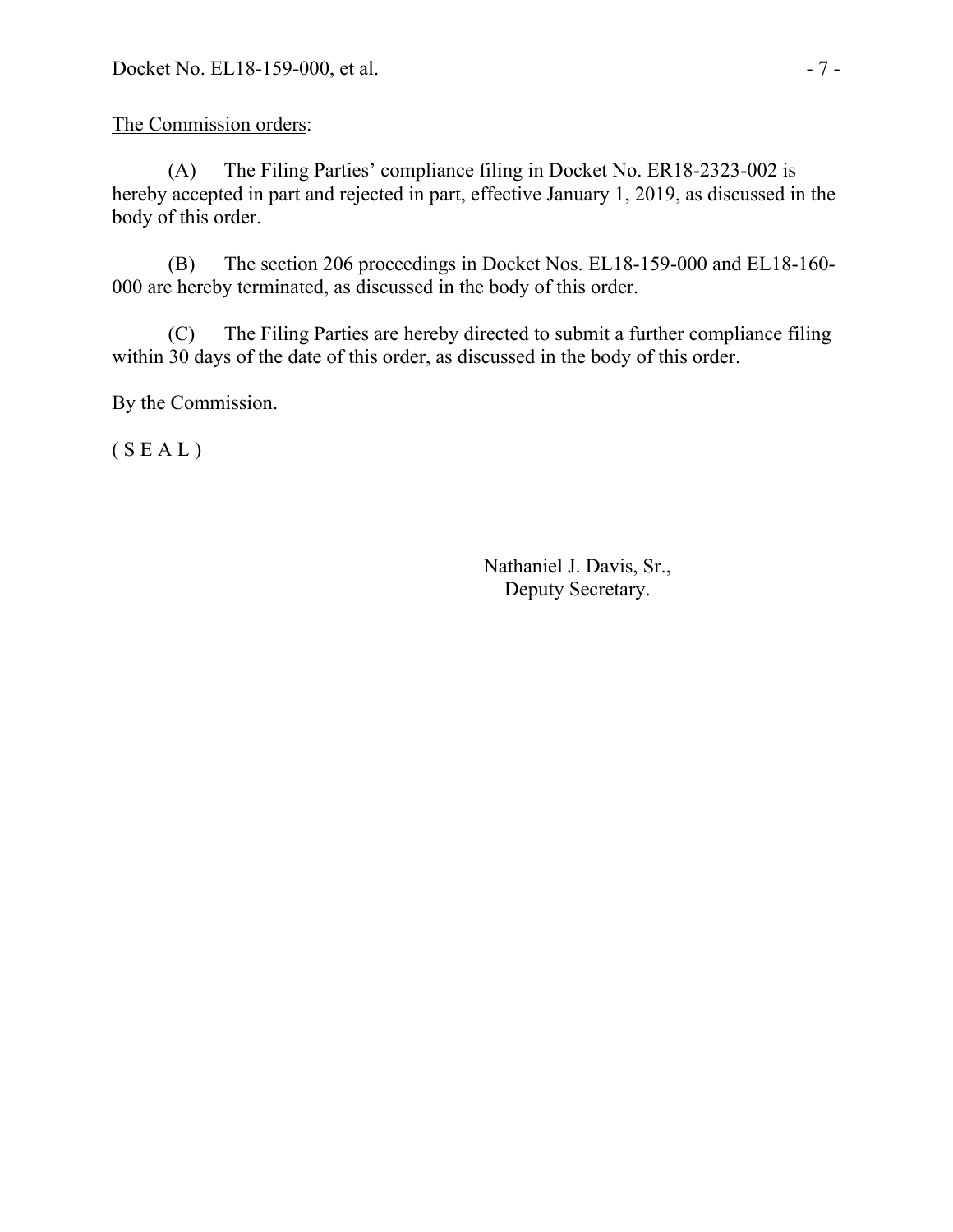The Commission orders:

(A) The Filing Parties' compliance filing in Docket No. ER18-2323-002 is hereby accepted in part and rejected in part, effective January 1, 2019, as discussed in the body of this order.

(B) The section 206 proceedings in Docket Nos. EL18-159-000 and EL18-160-000 are hereby terminated, as discussed in the body of this order.

(C) The Filing Parties are hereby directed to submit a further compliance filing within 30 days of the date of this order, as discussed in the body of this order.

By the Commission.

( S E A L )

Nathaniel J. Davis, Sr.,
Deputy Secretary.